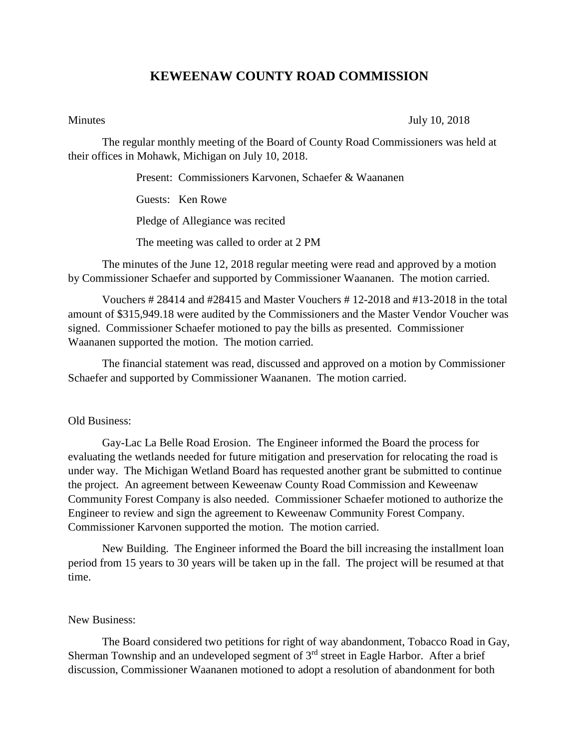# KEWEENAW COUNTY ROAD COMMISSION

Minutes July 10, 2018

The regular monthly meeting of the Board of County Road Commissioners was held at their offices in Mohawk, Michigan on July 10, 2018.

Present: Commissioners Karvonen, Schaefer & Waananen

Guests: Ken Rowe

Pledge of Allegiance was recited

The meeting was called to order at 2 PM

The minutes of the June 12, 2018 regular meeting were read and approved by a motion by Commissioner Schaefer and supported by Commissioner Waananen. The motion carried.

Vouchers # 28414 and #28415 and Master Vouchers # 12-2018 and #13-2018 in the total amount of $315,949.18 were audited by the Commissioners and the Master Vendor Voucher was signed. Commissioner Schaefer motioned to pay the bills as presented. Commissioner Waananen supported the motion. The motion carried.

The financial statement was read, discussed and approved on a motion by Commissioner Schaefer and supported by Commissioner Waananen. The motion carried.

Old Business:

Gay-Lac La Belle Road Erosion. The Engineer informed the Board the process for evaluating the wetlands needed for future mitigation and preservation for relocating the road is under way. The Michigan Wetland Board has requested another grant be submitted to continue the project. An agreement between Keweenaw County Road Commission and Keweenaw Community Forest Company is also needed. Commissioner Schaefer motioned to authorize the Engineer to review and sign the agreement to Keweenaw Community Forest Company. Commissioner Karvonen supported the motion. The motion carried.

New Building. The Engineer informed the Board the bill increasing the installment loan period from 15 years to 30 years will be taken up in the fall. The project will be resumed at that time.

New Business:

The Board considered two petitions for right of way abandonment, Tobacco Road in Gay, Sherman Township and an undeveloped segment of 3rd street in Eagle Harbor. After a brief discussion, Commissioner Waananen motioned to adopt a resolution of abandonment for both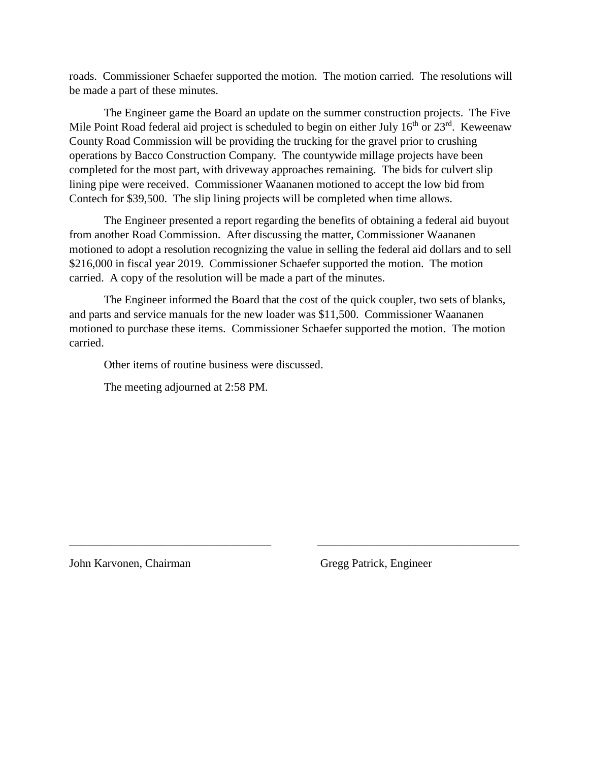roads. Commissioner Schaefer supported the motion. The motion carried. The resolutions will be made a part of these minutes.

The Engineer game the Board an update on the summer construction projects. The Five Mile Point Road federal aid project is scheduled to begin on either July 16th or 23rd. Keweenaw County Road Commission will be providing the trucking for the gravel prior to crushing operations by Bacco Construction Company. The countywide millage projects have been completed for the most part, with driveway approaches remaining. The bids for culvert slip lining pipe were received. Commissioner Waananen motioned to accept the low bid from Contech for $39,500. The slip lining projects will be completed when time allows.

The Engineer presented a report regarding the benefits of obtaining a federal aid buyout from another Road Commission. After discussing the matter, Commissioner Waananen motioned to adopt a resolution recognizing the value in selling the federal aid dollars and to sell $216,000 in fiscal year 2019. Commissioner Schaefer supported the motion. The motion carried. A copy of the resolution will be made a part of the minutes.

The Engineer informed the Board that the cost of the quick coupler, two sets of blanks, and parts and service manuals for the new loader was $11,500. Commissioner Waananen motioned to purchase these items. Commissioner Schaefer supported the motion. The motion carried.

Other items of routine business were discussed.

The meeting adjourned at 2:58 PM.

\_\_\_\_\_\_\_\_\_\_\_\_\_\_\_\_\_\_\_\_\_\_\_\_\_\_\_\_\_\_\_\_\_\_\_ \_\_\_\_\_\_\_\_\_\_\_\_\_\_\_\_\_\_\_\_\_\_\_\_\_\_\_\_\_\_\_\_\_\_\_

John Karvonen, Chairman Gregg Patrick, Engineer